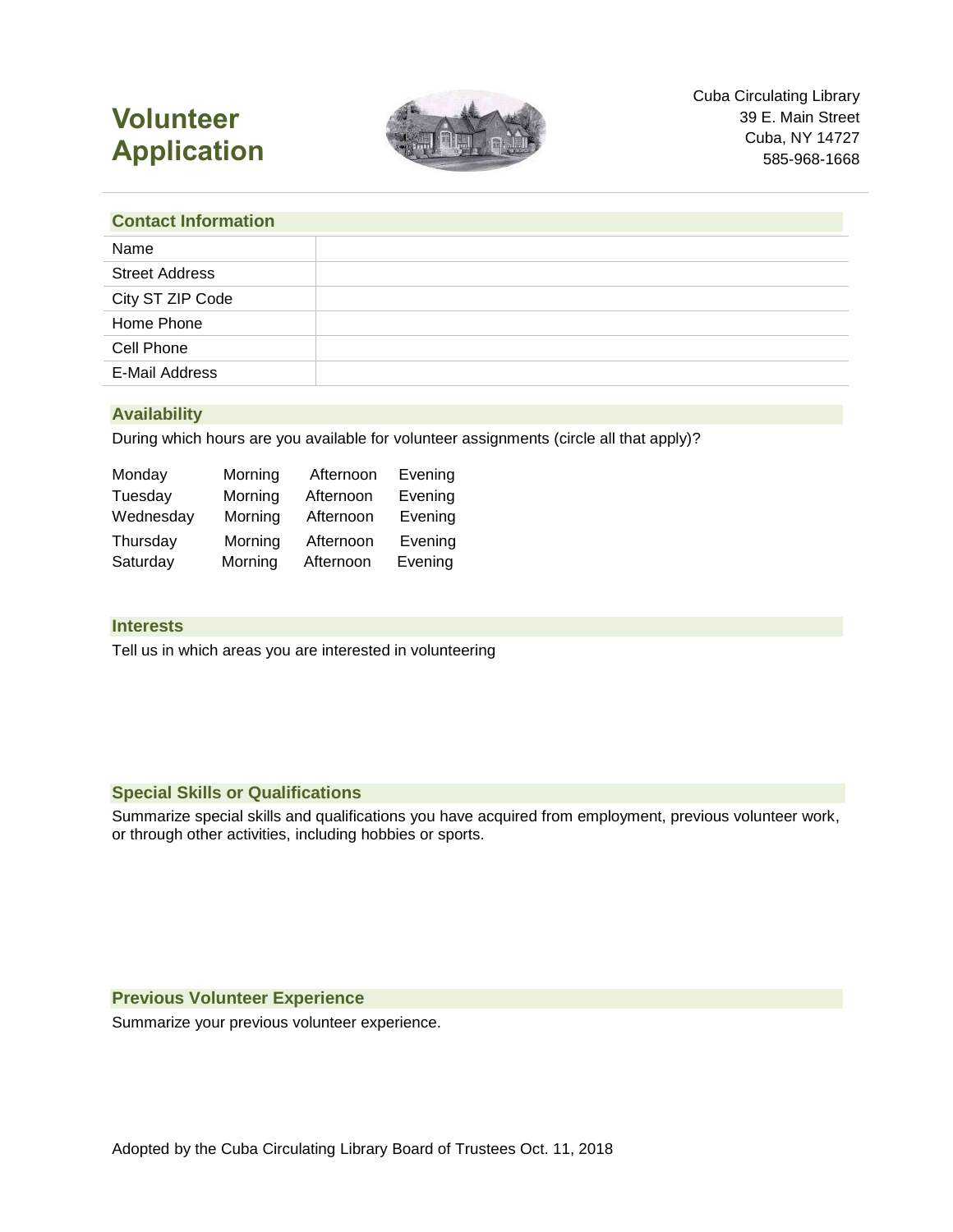# Volunteer Application

Cuba Circulating Library
39 E. Main Street
Cuba, NY 14727
585-968-1668

## Contact Information

| | |
|---|---|
| Name | |
| Street Address | |
| City ST ZIP Code | |
| Home Phone | |
| Cell Phone | |
| E-Mail Address | |

## Availability

During which hours are you available for volunteer assignments (circle all that apply)?

| | | | |
|---|---|---|---|
| Monday | Morning | Afternoon | Evening |
| Tuesday | Morning | Afternoon | Evening |
| Wednesday | Morning | Afternoon | Evening |
| Thursday | Morning | Afternoon | Evening |
| Saturday | Morning | Afternoon | Evening |

## Interests

Tell us in which areas you are interested in volunteering

## Special Skills or Qualifications

Summarize special skills and qualifications you have acquired from employment, previous volunteer work, or through other activities, including hobbies or sports.

## Previous Volunteer Experience

Summarize your previous volunteer experience.

Adopted by the Cuba Circulating Library Board of Trustees Oct. 11, 2018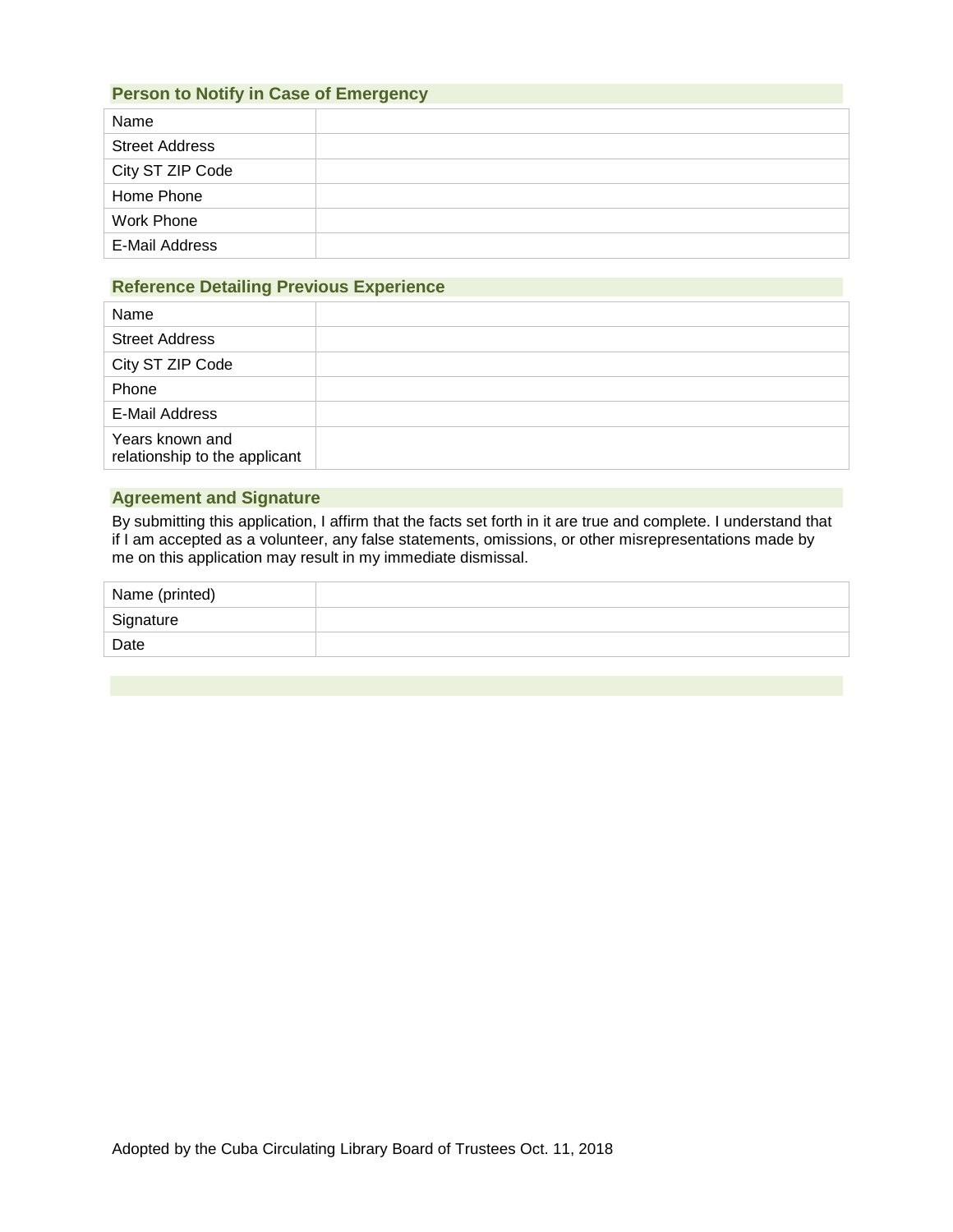## Person to Notify in Case of Emergency

| | |
|---|---|
| Name | |
| Street Address | |
| City ST ZIP Code | |
| Home Phone | |
| Work Phone | |
| E-Mail Address | |

## Reference Detailing Previous Experience

| | |
|---|---|
| Name | |
| Street Address | |
| City ST ZIP Code | |
| Phone | |
| E-Mail Address | |
| Years known and relationship to the applicant | |

## Agreement and Signature

By submitting this application, I affirm that the facts set forth in it are true and complete. I understand that if I am accepted as a volunteer, any false statements, omissions, or other misrepresentations made by me on this application may result in my immediate dismissal.

| | |
|---|---|
| Name (printed) | |
| Signature | |
| Date | |

Adopted by the Cuba Circulating Library Board of Trustees Oct. 11, 2018